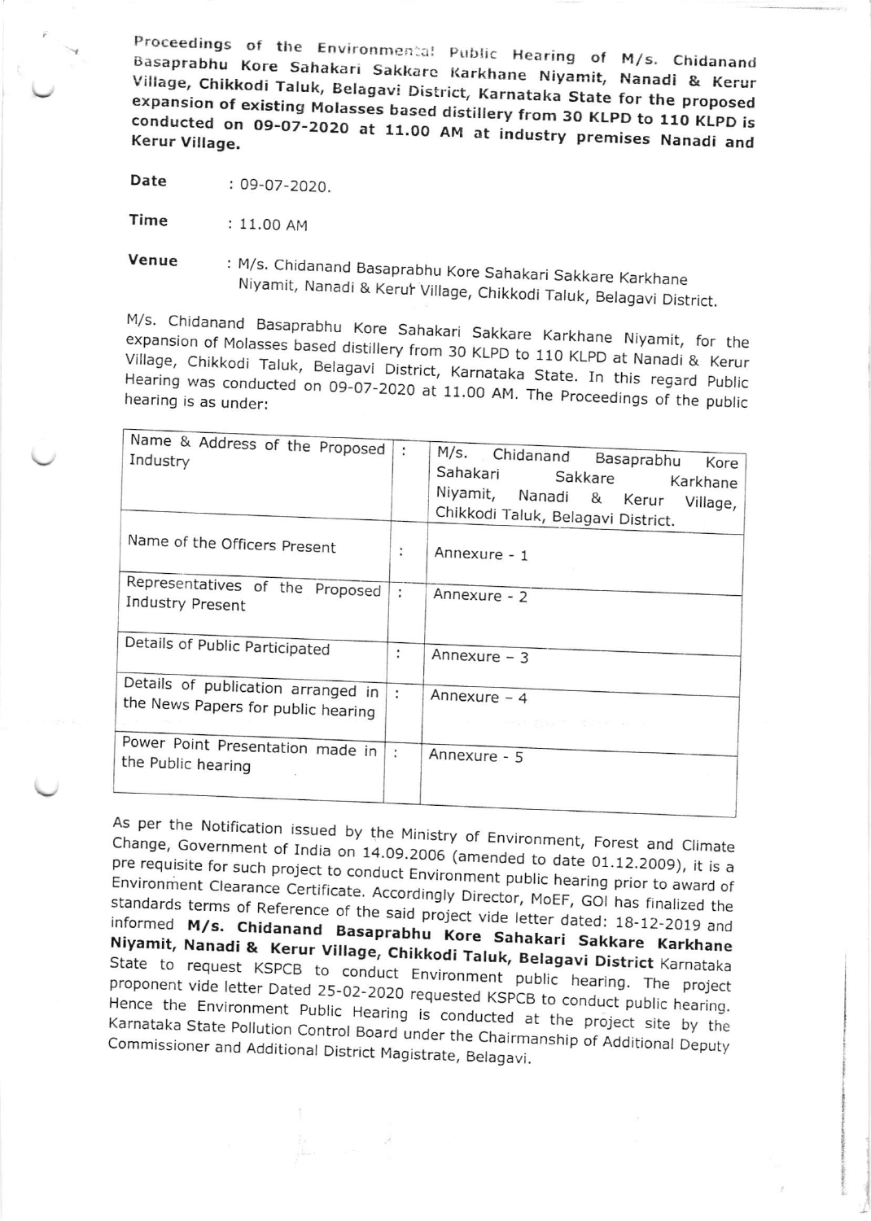**Proceedings of the Environmental Public Hearing of M/s. Chidanand Basaprabhu Kore Sahakari Sakkare Karkhane Niyamit, Nanadi & Kerur Village, Chikkodi Taluk, Belagavi District, Karnataka State for the proposed expansion of existing Molasses based distillery from 30 KLPD to 110 KLPD is conducted on 09-07-2020 at 11.00 AM at industry premises Nanadi and Kerur Village.**

**Date** : 09-07-2020.

**Time** : 11.00 AM

**Venue** : M/s. Chidanand Basaprabhu Kore Sahakari Sakkare Karkhane Niyamit, Nanadi & Kerur Village, Chikkodi Taluk, Belagavi District.

M/s. Chidanand Basaprabhu Kore Sahakari Sakkare Karkhane Niyamit, for the expansion of Molasses based distillery from 30 KLPD to 110 KLPD at Nanadi & Kerur Village, Chikkodi Taluk, Belagavi District, Karnataka State. In this regard Public Hearing was conducted on 09-07-2020 at 11.00 AM. The Proceedings of the public hearing is as under:

| | | |
|---|---|---|
| Name & Address of the Proposed Industry | : | M/s. Chidanand Basaprabhu Kore Sahakari Sakkare Karkhane Niyamit, Nanadi & Kerur Village, Chikkodi Taluk, Belagavi District. |
| Name of the Officers Present | : | Annexure - 1 |
| Representatives of the Proposed Industry Present | : | Annexure - 2 |
| Details of Public Participated | : | Annexure – 3 |
| Details of publication arranged in the News Papers for public hearing | : | Annexure – 4 |
| Power Point Presentation made in the Public hearing | : | Annexure - 5 |

As per the Notification issued by the Ministry of Environment, Forest and Climate Change, Government of India on 14.09.2006 (amended to date 01.12.2009), it is a pre requisite for such project to conduct Environment public hearing prior to award of Environment Clearance Certificate. Accordingly Director, MoEF, GOI has finalized the standards terms of Reference of the said project vide letter dated: 18-12-2019 and informed **M/s. Chidanand Basaprabhu Kore Sahakari Sakkare Karkhane Niyamit, Nanadi & Kerur Village, Chikkodi Taluk, Belagavi District** Karnataka State to request KSPCB to conduct Environment public hearing. The project proponent vide letter Dated 25-02-2020 requested KSPCB to conduct public hearing. Hence the Environment Public Hearing is conducted at the project site by the Karnataka State Pollution Control Board under the Chairmanship of Additional Deputy Commissioner and Additional District Magistrate, Belagavi.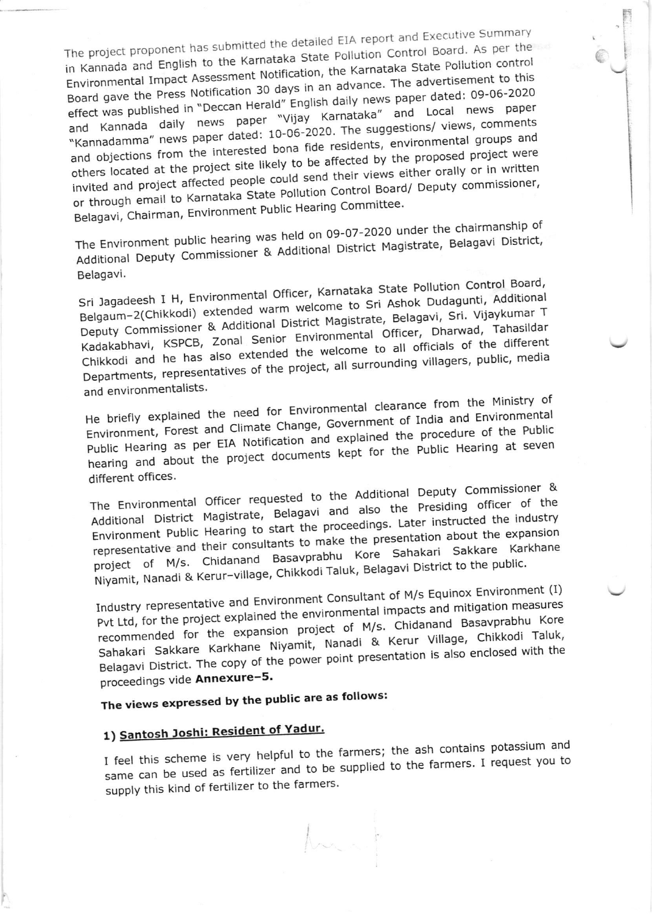The project proponent has submitted the detailed EIA report and Executive Summary in Kannada and English to the Karnataka State Pollution Control Board. As per the Environmental Impact Assessment Notification, the Karnataka State Pollution control Board gave the Press Notification 30 days in an advance. The advertisement to this effect was published in "Deccan Herald" English daily news paper dated: 09-06-2020 and Kannada daily news paper "Vijay Karnataka" and Local news paper "Kannadamma" news paper dated: 10-06-2020. The suggestions/ views, comments and objections from the interested bona fide residents, environmental groups and others located at the project site likely to be affected by the proposed project were invited and project affected people could send their views either orally or in written or through email to Karnataka State Pollution Control Board/ Deputy commissioner, Belagavi, Chairman, Environment Public Hearing Committee.

The Environment public hearing was held on 09-07-2020 under the chairmanship of Additional Deputy Commissioner & Additional District Magistrate, Belagavi District, Belagavi.

Sri Jagadeesh I H, Environmental Officer, Karnataka State Pollution Control Board, Belgaum-2(Chikkodi) extended warm welcome to Sri Ashok Dudagunti, Additional Deputy Commissioner & Additional District Magistrate, Belagavi, Sri. Vijaykumar T Kadakabhavi, KSPCB, Zonal Senior Environmental Officer, Dharwad, Tahasildar Chikkodi and he has also extended the welcome to all officials of the different Departments, representatives of the project, all surrounding villagers, public, media and environmentalists.

He briefly explained the need for Environmental clearance from the Ministry of Environment, Forest and Climate Change, Government of India and Environmental Public Hearing as per EIA Notification and explained the procedure of the Public hearing and about the project documents kept for the Public Hearing at seven different offices.

The Environmental Officer requested to the Additional Deputy Commissioner & Additional District Magistrate, Belagavi and also the Presiding officer of the Environment Public Hearing to start the proceedings. Later instructed the industry representative and their consultants to make the presentation about the expansion project of M/s. Chidanand Basavprabhu Kore Sahakari Sakkare Karkhane Niyamit, Nanadi & Kerur-village, Chikkodi Taluk, Belagavi District to the public.

Industry representative and Environment Consultant of M/s Equinox Environment (I) Pvt Ltd, for the project explained the environmental impacts and mitigation measures recommended for the expansion project of M/s. Chidanand Basavprabhu Kore Sahakari Sakkare Karkhane Niyamit, Nanadi & Kerur Village, Chikkodi Taluk, Belagavi District. The copy of the power point presentation is also enclosed with the proceedings vide **Annexure-5.**

**The views expressed by the public are as follows:**

**1) Santosh Joshi: Resident of Yadur.**

I feel this scheme is very helpful to the farmers; the ash contains potassium and same can be used as fertilizer and to be supplied to the farmers. I request you to supply this kind of fertilizer to the farmers.